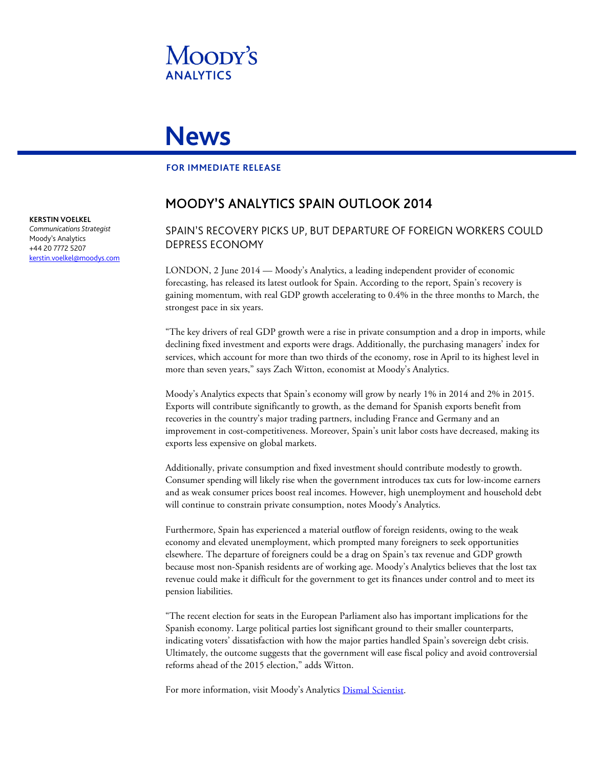Moody's Analytics

# News

**FOR IMMEDIATE RELEASE**

**KERSTIN VOELKEL**
*Communications Strategist*
Moody's Analytics
+44 20 7772 5207
kerstin.voelkel@moodys.com

## MOODY'S ANALYTICS SPAIN OUTLOOK 2014

### SPAIN'S RECOVERY PICKS UP, BUT DEPARTURE OF FOREIGN WORKERS COULD DEPRESS ECONOMY

LONDON, 2 June 2014 — Moody's Analytics, a leading independent provider of economic forecasting, has released its latest outlook for Spain. According to the report, Spain's recovery is gaining momentum, with real GDP growth accelerating to 0.4% in the three months to March, the strongest pace in six years.

"The key drivers of real GDP growth were a rise in private consumption and a drop in imports, while declining fixed investment and exports were drags. Additionally, the purchasing managers' index for services, which account for more than two thirds of the economy, rose in April to its highest level in more than seven years," says Zach Witton, economist at Moody's Analytics.

Moody's Analytics expects that Spain's economy will grow by nearly 1% in 2014 and 2% in 2015. Exports will contribute significantly to growth, as the demand for Spanish exports benefit from recoveries in the country's major trading partners, including France and Germany and an improvement in cost-competitiveness. Moreover, Spain's unit labor costs have decreased, making its exports less expensive on global markets.

Additionally, private consumption and fixed investment should contribute modestly to growth. Consumer spending will likely rise when the government introduces tax cuts for low-income earners and as weak consumer prices boost real incomes. However, high unemployment and household debt will continue to constrain private consumption, notes Moody's Analytics.

Furthermore, Spain has experienced a material outflow of foreign residents, owing to the weak economy and elevated unemployment, which prompted many foreigners to seek opportunities elsewhere. The departure of foreigners could be a drag on Spain's tax revenue and GDP growth because most non-Spanish residents are of working age. Moody's Analytics believes that the lost tax revenue could make it difficult for the government to get its finances under control and to meet its pension liabilities.

"The recent election for seats in the European Parliament also has important implications for the Spanish economy. Large political parties lost significant ground to their smaller counterparts, indicating voters' dissatisfaction with how the major parties handled Spain's sovereign debt crisis. Ultimately, the outcome suggests that the government will ease fiscal policy and avoid controversial reforms ahead of the 2015 election," adds Witton.

For more information, visit Moody's Analytics Dismal Scientist.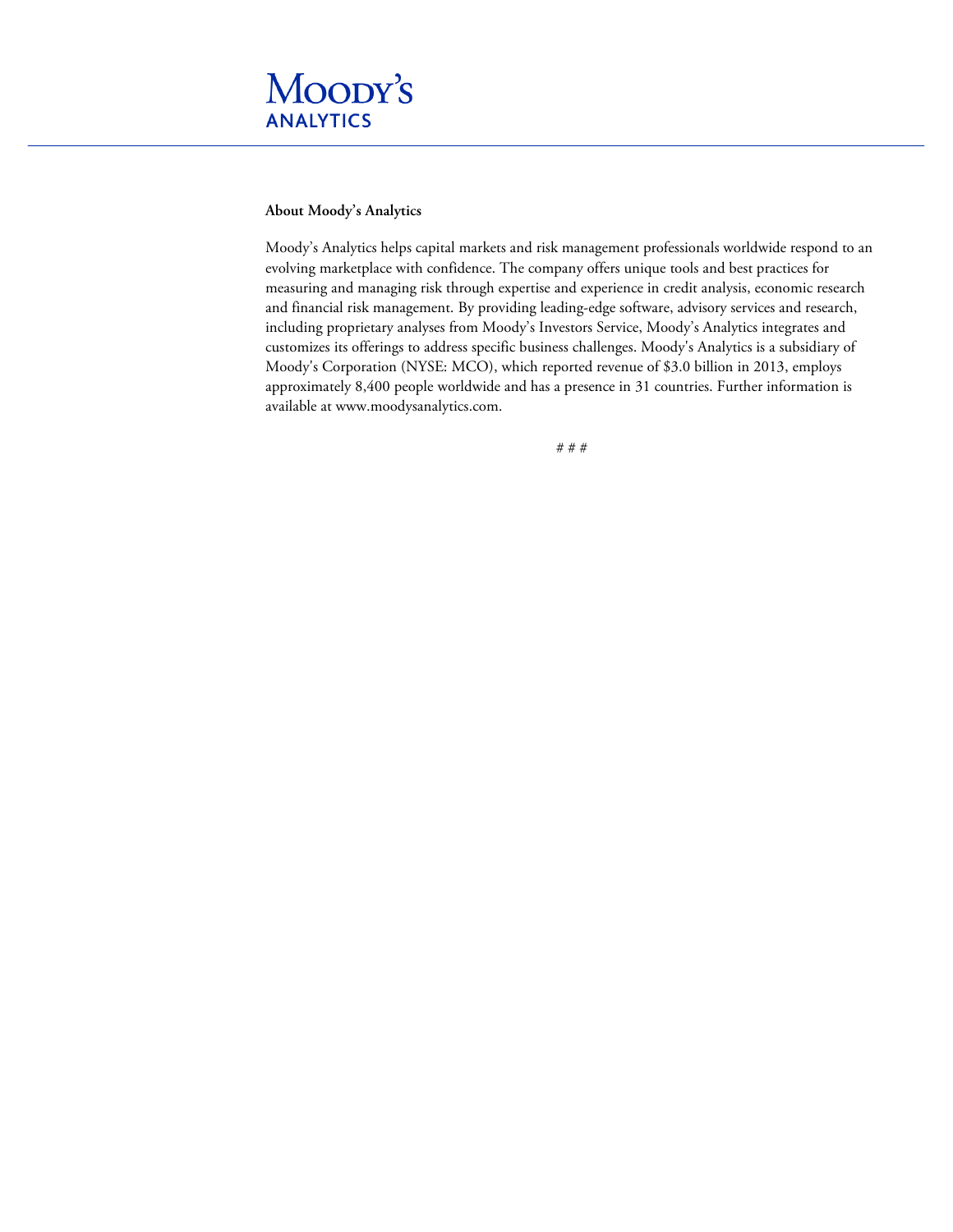Moody's
ANALYTICS

**About Moody's Analytics**

Moody's Analytics helps capital markets and risk management professionals worldwide respond to an evolving marketplace with confidence. The company offers unique tools and best practices for measuring and managing risk through expertise and experience in credit analysis, economic research and financial risk management. By providing leading-edge software, advisory services and research, including proprietary analyses from Moody's Investors Service, Moody's Analytics integrates and customizes its offerings to address specific business challenges. Moody's Analytics is a subsidiary of Moody's Corporation (NYSE: MCO), which reported revenue of $3.0 billion in 2013, employs approximately 8,400 people worldwide and has a presence in 31 countries. Further information is available at www.moodysanalytics.com.

# # #